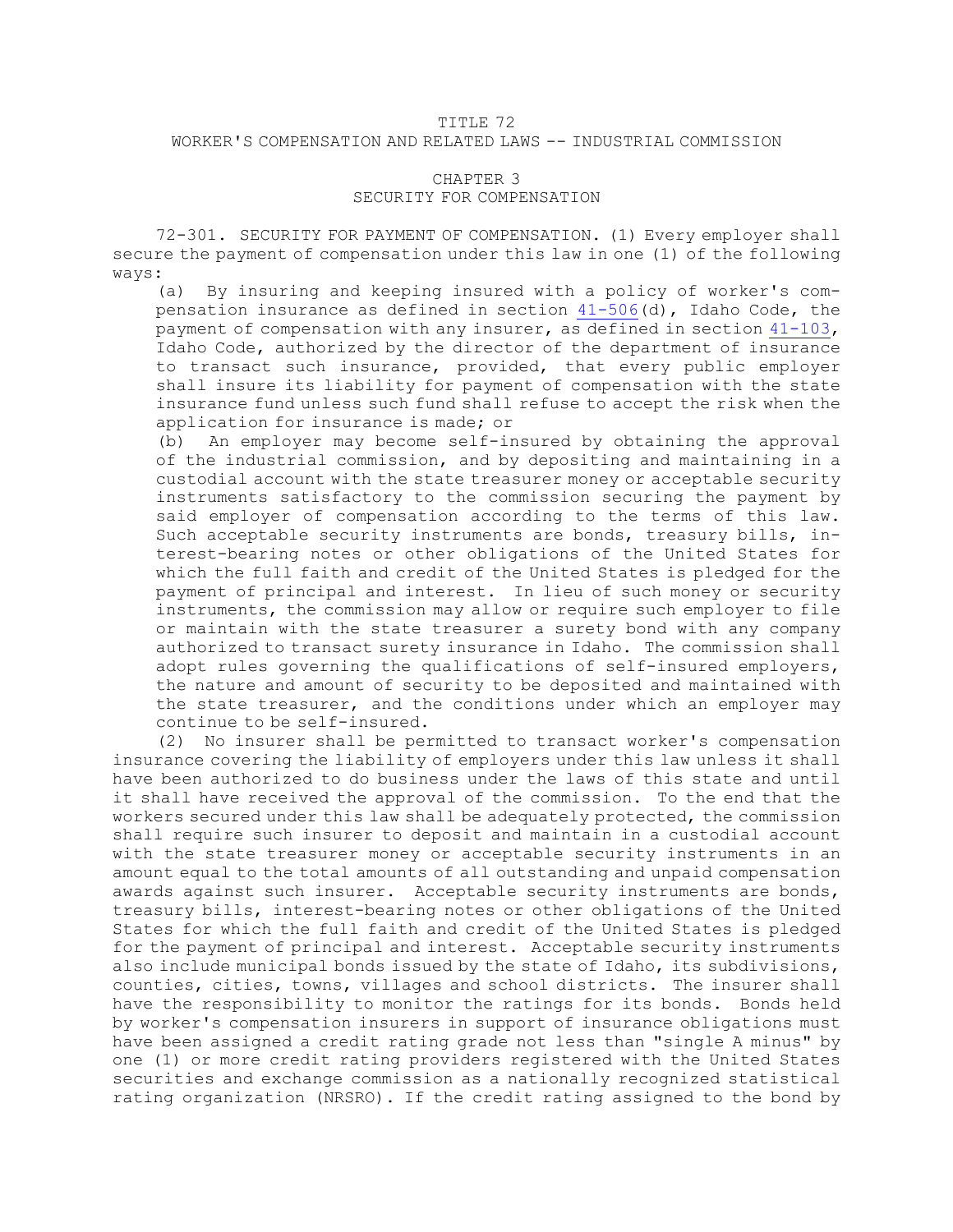# TITLE 72
## WORKER'S COMPENSATION AND RELATED LAWS -- INDUSTRIAL COMMISSION

### CHAPTER 3
### SECURITY FOR COMPENSATION

72-301. SECURITY FOR PAYMENT OF COMPENSATION. (1) Every employer shall secure the payment of compensation under this law in one (1) of the following ways:

(a) By insuring and keeping insured with a policy of worker's compensation insurance as defined in section 41-506(d), Idaho Code, the payment of compensation with any insurer, as defined in section 41-103, Idaho Code, authorized by the director of the department of insurance to transact such insurance, provided, that every public employer shall insure its liability for payment of compensation with the state insurance fund unless such fund shall refuse to accept the risk when the application for insurance is made; or

(b) An employer may become self-insured by obtaining the approval of the industrial commission, and by depositing and maintaining in a custodial account with the state treasurer money or acceptable security instruments satisfactory to the commission securing the payment by said employer of compensation according to the terms of this law. Such acceptable security instruments are bonds, treasury bills, interest-bearing notes or other obligations of the United States for which the full faith and credit of the United States is pledged for the payment of principal and interest. In lieu of such money or security instruments, the commission may allow or require such employer to file or maintain with the state treasurer a surety bond with any company authorized to transact surety insurance in Idaho. The commission shall adopt rules governing the qualifications of self-insured employers, the nature and amount of security to be deposited and maintained with the state treasurer, and the conditions under which an employer may continue to be self-insured.

(2) No insurer shall be permitted to transact worker's compensation insurance covering the liability of employers under this law unless it shall have been authorized to do business under the laws of this state and until it shall have received the approval of the commission. To the end that the workers secured under this law shall be adequately protected, the commission shall require such insurer to deposit and maintain in a custodial account with the state treasurer money or acceptable security instruments in an amount equal to the total amounts of all outstanding and unpaid compensation awards against such insurer. Acceptable security instruments are bonds, treasury bills, interest-bearing notes or other obligations of the United States for which the full faith and credit of the United States is pledged for the payment of principal and interest. Acceptable security instruments also include municipal bonds issued by the state of Idaho, its subdivisions, counties, cities, towns, villages and school districts. The insurer shall have the responsibility to monitor the ratings for its bonds. Bonds held by worker's compensation insurers in support of insurance obligations must have been assigned a credit rating grade not less than "single A minus" by one (1) or more credit rating providers registered with the United States securities and exchange commission as a nationally recognized statistical rating organization (NRSRO). If the credit rating assigned to the bond by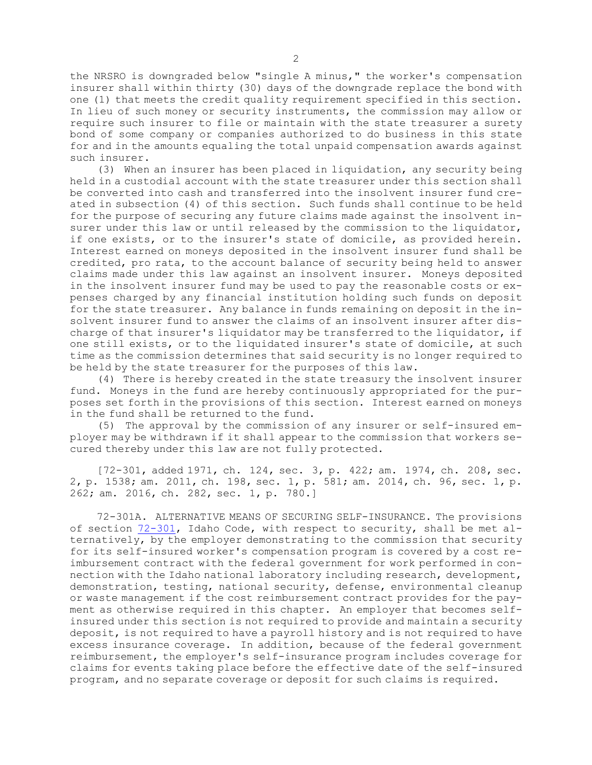the NRSRO is downgraded below "single A minus," the worker's compensation insurer shall within thirty (30) days of the downgrade replace the bond with one (1) that meets the credit quality requirement specified in this section. In lieu of such money or security instruments, the commission may allow or require such insurer to file or maintain with the state treasurer a surety bond of some company or companies authorized to do business in this state for and in the amounts equaling the total unpaid compensation awards against such insurer.

(3) When an insurer has been placed in liquidation, any security being held in a custodial account with the state treasurer under this section shall be converted into cash and transferred into the insolvent insurer fund created in subsection (4) of this section. Such funds shall continue to be held for the purpose of securing any future claims made against the insolvent insurer under this law or until released by the commission to the liquidator, if one exists, or to the insurer's state of domicile, as provided herein. Interest earned on moneys deposited in the insolvent insurer fund shall be credited, pro rata, to the account balance of security being held to answer claims made under this law against an insolvent insurer. Moneys deposited in the insolvent insurer fund may be used to pay the reasonable costs or expenses charged by any financial institution holding such funds on deposit for the state treasurer. Any balance in funds remaining on deposit in the insolvent insurer fund to answer the claims of an insolvent insurer after discharge of that insurer's liquidator may be transferred to the liquidator, if one still exists, or to the liquidated insurer's state of domicile, at such time as the commission determines that said security is no longer required to be held by the state treasurer for the purposes of this law.

(4) There is hereby created in the state treasury the insolvent insurer fund. Moneys in the fund are hereby continuously appropriated for the purposes set forth in the provisions of this section. Interest earned on moneys in the fund shall be returned to the fund.

(5) The approval by the commission of any insurer or self-insured employer may be withdrawn if it shall appear to the commission that workers secured thereby under this law are not fully protected.

[72-301, added 1971, ch. 124, sec. 3, p. 422; am. 1974, ch. 208, sec. 2, p. 1538; am. 2011, ch. 198, sec. 1, p. 581; am. 2014, ch. 96, sec. 1, p. 262; am. 2016, ch. 282, sec. 1, p. 780.]

72-301A. ALTERNATIVE MEANS OF SECURING SELF-INSURANCE. The provisions of section 72-301, Idaho Code, with respect to security, shall be met alternatively, by the employer demonstrating to the commission that security for its self-insured worker's compensation program is covered by a cost reimbursement contract with the federal government for work performed in connection with the Idaho national laboratory including research, development, demonstration, testing, national security, defense, environmental cleanup or waste management if the cost reimbursement contract provides for the payment as otherwise required in this chapter. An employer that becomes self-insured under this section is not required to provide and maintain a security deposit, is not required to have a payroll history and is not required to have excess insurance coverage. In addition, because of the federal government reimbursement, the employer's self-insurance program includes coverage for claims for events taking place before the effective date of the self-insured program, and no separate coverage or deposit for such claims is required.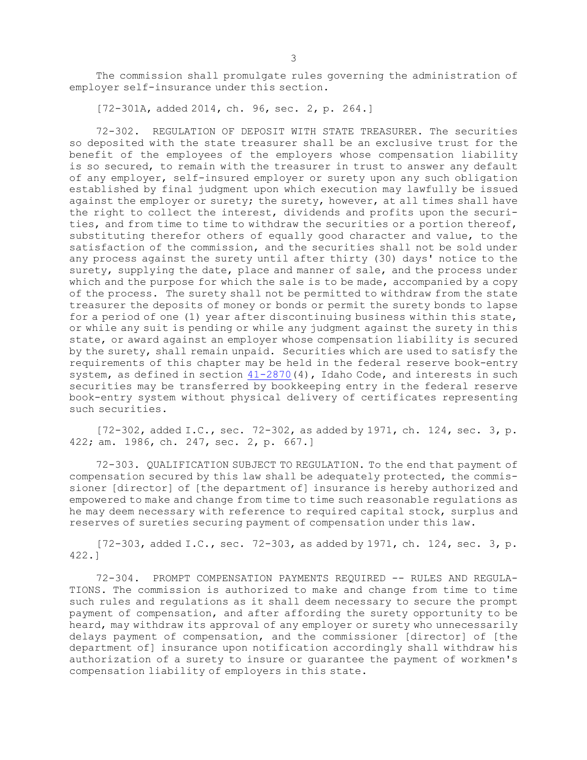The commission shall promulgate rules governing the administration of employer self-insurance under this section.

[72-301A, added 2014, ch. 96, sec. 2, p. 264.]

72-302. REGULATION OF DEPOSIT WITH STATE TREASURER. The securities so deposited with the state treasurer shall be an exclusive trust for the benefit of the employees of the employers whose compensation liability is so secured, to remain with the treasurer in trust to answer any default of any employer, self-insured employer or surety upon any such obligation established by final judgment upon which execution may lawfully be issued against the employer or surety; the surety, however, at all times shall have the right to collect the interest, dividends and profits upon the securities, and from time to time to withdraw the securities or a portion thereof, substituting therefor others of equally good character and value, to the satisfaction of the commission, and the securities shall not be sold under any process against the surety until after thirty (30) days' notice to the surety, supplying the date, place and manner of sale, and the process under which and the purpose for which the sale is to be made, accompanied by a copy of the process. The surety shall not be permitted to withdraw from the state treasurer the deposits of money or bonds or permit the surety bonds to lapse for a period of one (1) year after discontinuing business within this state, or while any suit is pending or while any judgment against the surety in this state, or award against an employer whose compensation liability is secured by the surety, shall remain unpaid. Securities which are used to satisfy the requirements of this chapter may be held in the federal reserve book-entry system, as defined in section 41-2870(4), Idaho Code, and interests in such securities may be transferred by bookkeeping entry in the federal reserve book-entry system without physical delivery of certificates representing such securities.

[72-302, added I.C., sec. 72-302, as added by 1971, ch. 124, sec. 3, p. 422; am. 1986, ch. 247, sec. 2, p. 667.]

72-303. QUALIFICATION SUBJECT TO REGULATION. To the end that payment of compensation secured by this law shall be adequately protected, the commissioner [director] of [the department of] insurance is hereby authorized and empowered to make and change from time to time such reasonable regulations as he may deem necessary with reference to required capital stock, surplus and reserves of sureties securing payment of compensation under this law.

[72-303, added I.C., sec. 72-303, as added by 1971, ch. 124, sec. 3, p. 422.]

72-304. PROMPT COMPENSATION PAYMENTS REQUIRED -- RULES AND REGULATIONS. The commission is authorized to make and change from time to time such rules and regulations as it shall deem necessary to secure the prompt payment of compensation, and after affording the surety opportunity to be heard, may withdraw its approval of any employer or surety who unnecessarily delays payment of compensation, and the commissioner [director] of [the department of] insurance upon notification accordingly shall withdraw his authorization of a surety to insure or guarantee the payment of workmen's compensation liability of employers in this state.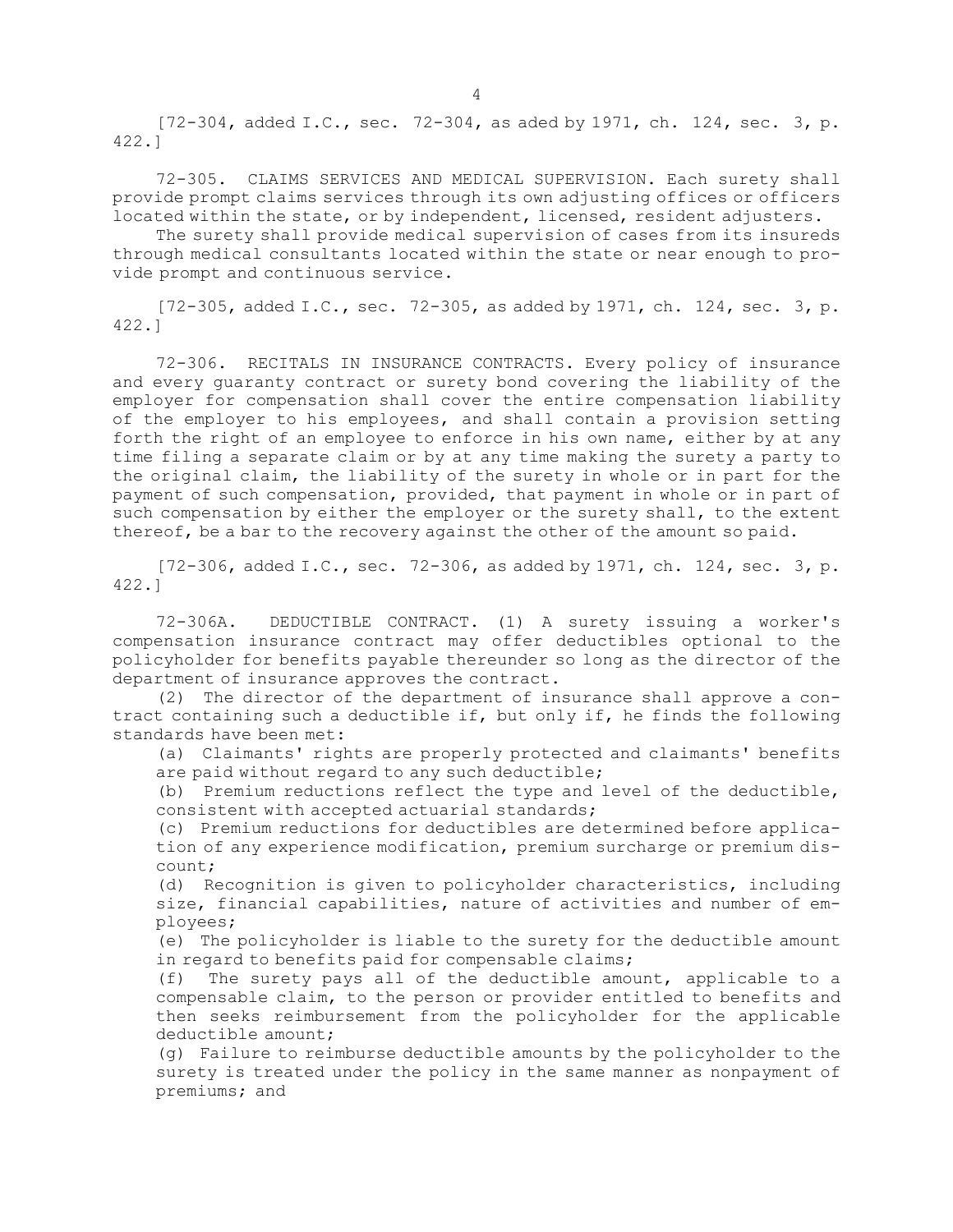[72-304, added I.C., sec. 72-304, as aded by 1971, ch. 124, sec. 3, p. 422.]

72-305. CLAIMS SERVICES AND MEDICAL SUPERVISION. Each surety shall provide prompt claims services through its own adjusting offices or officers located within the state, or by independent, licensed, resident adjusters.

The surety shall provide medical supervision of cases from its insureds through medical consultants located within the state or near enough to provide prompt and continuous service.

[72-305, added I.C., sec. 72-305, as added by 1971, ch. 124, sec. 3, p. 422.]

72-306. RECITALS IN INSURANCE CONTRACTS. Every policy of insurance and every guaranty contract or surety bond covering the liability of the employer for compensation shall cover the entire compensation liability of the employer to his employees, and shall contain a provision setting forth the right of an employee to enforce in his own name, either by at any time filing a separate claim or by at any time making the surety a party to the original claim, the liability of the surety in whole or in part for the payment of such compensation, provided, that payment in whole or in part of such compensation by either the employer or the surety shall, to the extent thereof, be a bar to the recovery against the other of the amount so paid.

[72-306, added I.C., sec. 72-306, as added by 1971, ch. 124, sec. 3, p. 422.]

72-306A. DEDUCTIBLE CONTRACT. (1) A surety issuing a worker's compensation insurance contract may offer deductibles optional to the policyholder for benefits payable thereunder so long as the director of the department of insurance approves the contract.

(2) The director of the department of insurance shall approve a contract containing such a deductible if, but only if, he finds the following standards have been met:

(a) Claimants' rights are properly protected and claimants' benefits are paid without regard to any such deductible;

(b) Premium reductions reflect the type and level of the deductible, consistent with accepted actuarial standards;

(c) Premium reductions for deductibles are determined before application of any experience modification, premium surcharge or premium discount;

(d) Recognition is given to policyholder characteristics, including size, financial capabilities, nature of activities and number of employees;

(e) The policyholder is liable to the surety for the deductible amount in regard to benefits paid for compensable claims;

(f) The surety pays all of the deductible amount, applicable to a compensable claim, to the person or provider entitled to benefits and then seeks reimbursement from the policyholder for the applicable deductible amount;

(g) Failure to reimburse deductible amounts by the policyholder to the surety is treated under the policy in the same manner as nonpayment of premiums; and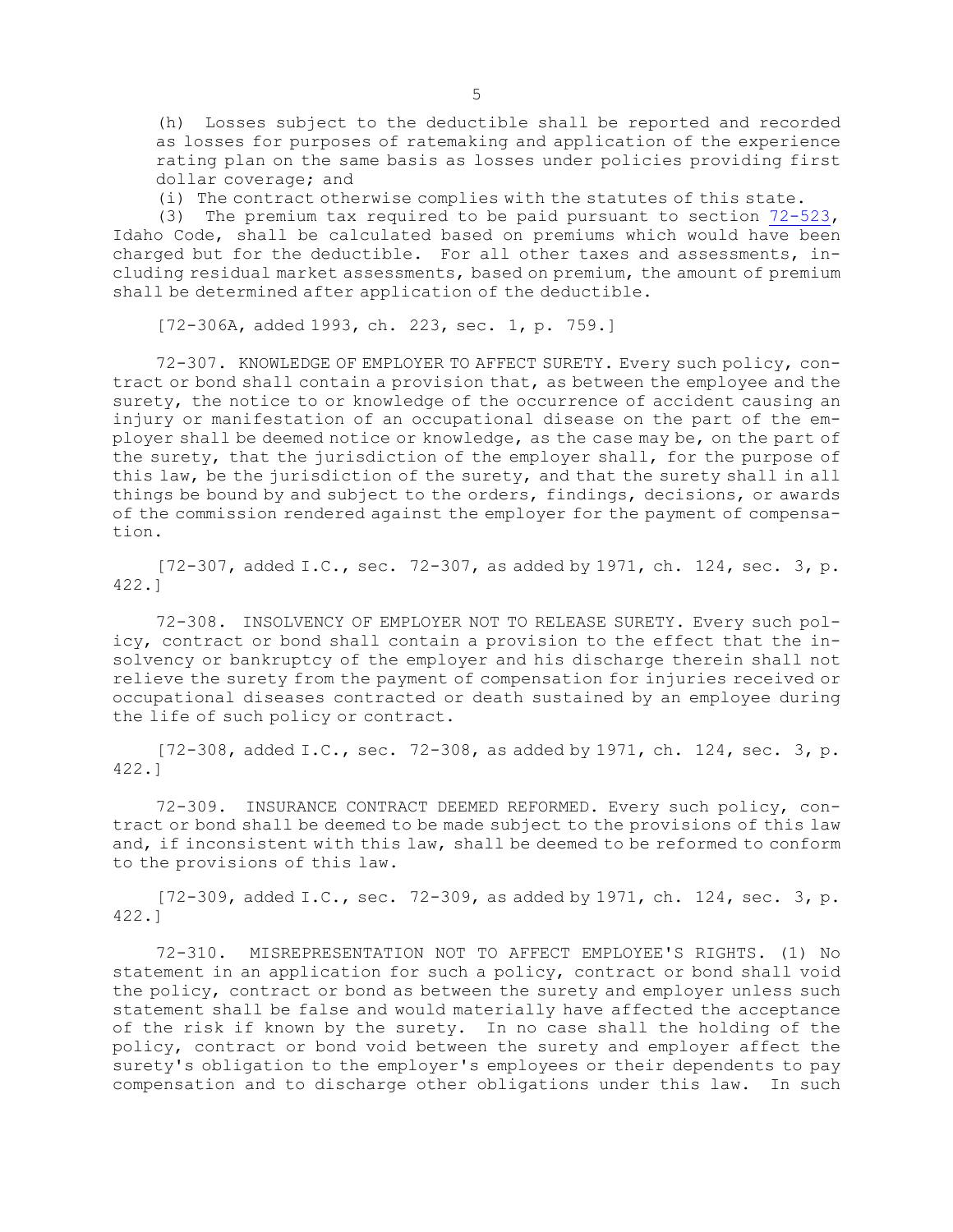(h) Losses subject to the deductible shall be reported and recorded as losses for purposes of ratemaking and application of the experience rating plan on the same basis as losses under policies providing first dollar coverage; and

(i) The contract otherwise complies with the statutes of this state.

(3) The premium tax required to be paid pursuant to section 72-523, Idaho Code, shall be calculated based on premiums which would have been charged but for the deductible. For all other taxes and assessments, including residual market assessments, based on premium, the amount of premium shall be determined after application of the deductible.

[72-306A, added 1993, ch. 223, sec. 1, p. 759.]

72-307. KNOWLEDGE OF EMPLOYER TO AFFECT SURETY. Every such policy, contract or bond shall contain a provision that, as between the employee and the surety, the notice to or knowledge of the occurrence of accident causing an injury or manifestation of an occupational disease on the part of the employer shall be deemed notice or knowledge, as the case may be, on the part of the surety, that the jurisdiction of the employer shall, for the purpose of this law, be the jurisdiction of the surety, and that the surety shall in all things be bound by and subject to the orders, findings, decisions, or awards of the commission rendered against the employer for the payment of compensation.

[72-307, added I.C., sec. 72-307, as added by 1971, ch. 124, sec. 3, p. 422.]

72-308. INSOLVENCY OF EMPLOYER NOT TO RELEASE SURETY. Every such policy, contract or bond shall contain a provision to the effect that the insolvency or bankruptcy of the employer and his discharge therein shall not relieve the surety from the payment of compensation for injuries received or occupational diseases contracted or death sustained by an employee during the life of such policy or contract.

[72-308, added I.C., sec. 72-308, as added by 1971, ch. 124, sec. 3, p. 422.]

72-309. INSURANCE CONTRACT DEEMED REFORMED. Every such policy, contract or bond shall be deemed to be made subject to the provisions of this law and, if inconsistent with this law, shall be deemed to be reformed to conform to the provisions of this law.

[72-309, added I.C., sec. 72-309, as added by 1971, ch. 124, sec. 3, p. 422.]

72-310. MISREPRESENTATION NOT TO AFFECT EMPLOYEE'S RIGHTS. (1) No statement in an application for such a policy, contract or bond shall void the policy, contract or bond as between the surety and employer unless such statement shall be false and would materially have affected the acceptance of the risk if known by the surety. In no case shall the holding of the policy, contract or bond void between the surety and employer affect the surety's obligation to the employer's employees or their dependents to pay compensation and to discharge other obligations under this law. In such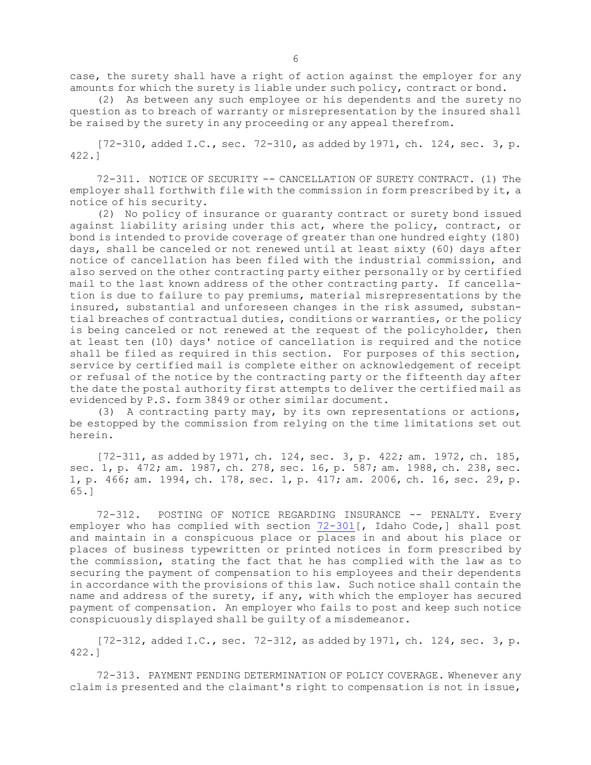case, the surety shall have a right of action against the employer for any amounts for which the surety is liable under such policy, contract or bond.

(2) As between any such employee or his dependents and the surety no question as to breach of warranty or misrepresentation by the insured shall be raised by the surety in any proceeding or any appeal therefrom.

[72-310, added I.C., sec. 72-310, as added by 1971, ch. 124, sec. 3, p. 422.]

72-311. NOTICE OF SECURITY -- CANCELLATION OF SURETY CONTRACT. (1) The employer shall forthwith file with the commission in form prescribed by it, a notice of his security.

(2) No policy of insurance or guaranty contract or surety bond issued against liability arising under this act, where the policy, contract, or bond is intended to provide coverage of greater than one hundred eighty (180) days, shall be canceled or not renewed until at least sixty (60) days after notice of cancellation has been filed with the industrial commission, and also served on the other contracting party either personally or by certified mail to the last known address of the other contracting party. If cancellation is due to failure to pay premiums, material misrepresentations by the insured, substantial and unforeseen changes in the risk assumed, substantial breaches of contractual duties, conditions or warranties, or the policy is being canceled or not renewed at the request of the policyholder, then at least ten (10) days' notice of cancellation is required and the notice shall be filed as required in this section. For purposes of this section, service by certified mail is complete either on acknowledgement of receipt or refusal of the notice by the contracting party or the fifteenth day after the date the postal authority first attempts to deliver the certified mail as evidenced by P.S. form 3849 or other similar document.

(3) A contracting party may, by its own representations or actions, be estopped by the commission from relying on the time limitations set out herein.

[72-311, as added by 1971, ch. 124, sec. 3, p. 422; am. 1972, ch. 185, sec. 1, p. 472; am. 1987, ch. 278, sec. 16, p. 587; am. 1988, ch. 238, sec. 1, p. 466; am. 1994, ch. 178, sec. 1, p. 417; am. 2006, ch. 16, sec. 29, p. 65.]

72-312. POSTING OF NOTICE REGARDING INSURANCE -- PENALTY. Every employer who has complied with section 72-301[, Idaho Code,] shall post and maintain in a conspicuous place or places in and about his place or places of business typewritten or printed notices in form prescribed by the commission, stating the fact that he has complied with the law as to securing the payment of compensation to his employees and their dependents in accordance with the provisions of this law. Such notice shall contain the name and address of the surety, if any, with which the employer has secured payment of compensation. An employer who fails to post and keep such notice conspicuously displayed shall be guilty of a misdemeanor.

[72-312, added I.C., sec. 72-312, as added by 1971, ch. 124, sec. 3, p. 422.]

72-313. PAYMENT PENDING DETERMINATION OF POLICY COVERAGE. Whenever any claim is presented and the claimant's right to compensation is not in issue,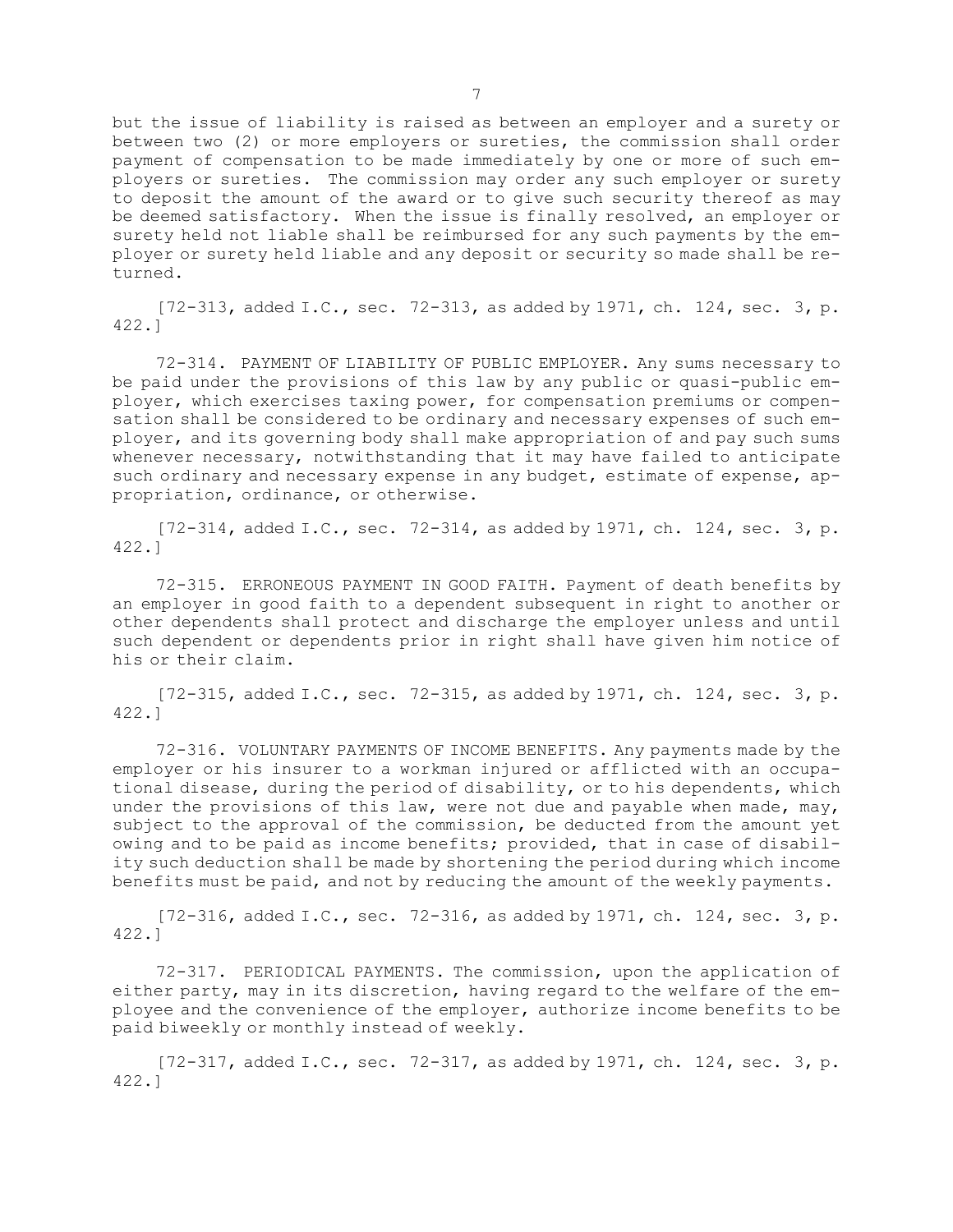but the issue of liability is raised as between an employer and a surety or between two (2) or more employers or sureties, the commission shall order payment of compensation to be made immediately by one or more of such employers or sureties. The commission may order any such employer or surety to deposit the amount of the award or to give such security thereof as may be deemed satisfactory. When the issue is finally resolved, an employer or surety held not liable shall be reimbursed for any such payments by the employer or surety held liable and any deposit or security so made shall be returned.

[72-313, added I.C., sec. 72-313, as added by 1971, ch. 124, sec. 3, p. 422.]

72-314. PAYMENT OF LIABILITY OF PUBLIC EMPLOYER. Any sums necessary to be paid under the provisions of this law by any public or quasi-public employer, which exercises taxing power, for compensation premiums or compensation shall be considered to be ordinary and necessary expenses of such employer, and its governing body shall make appropriation of and pay such sums whenever necessary, notwithstanding that it may have failed to anticipate such ordinary and necessary expense in any budget, estimate of expense, appropriation, ordinance, or otherwise.

[72-314, added I.C., sec. 72-314, as added by 1971, ch. 124, sec. 3, p. 422.]

72-315. ERRONEOUS PAYMENT IN GOOD FAITH. Payment of death benefits by an employer in good faith to a dependent subsequent in right to another or other dependents shall protect and discharge the employer unless and until such dependent or dependents prior in right shall have given him notice of his or their claim.

[72-315, added I.C., sec. 72-315, as added by 1971, ch. 124, sec. 3, p. 422.]

72-316. VOLUNTARY PAYMENTS OF INCOME BENEFITS. Any payments made by the employer or his insurer to a workman injured or afflicted with an occupational disease, during the period of disability, or to his dependents, which under the provisions of this law, were not due and payable when made, may, subject to the approval of the commission, be deducted from the amount yet owing and to be paid as income benefits; provided, that in case of disability such deduction shall be made by shortening the period during which income benefits must be paid, and not by reducing the amount of the weekly payments.

[72-316, added I.C., sec. 72-316, as added by 1971, ch. 124, sec. 3, p. 422.]

72-317. PERIODICAL PAYMENTS. The commission, upon the application of either party, may in its discretion, having regard to the welfare of the employee and the convenience of the employer, authorize income benefits to be paid biweekly or monthly instead of weekly.

[72-317, added I.C., sec. 72-317, as added by 1971, ch. 124, sec. 3, p. 422.]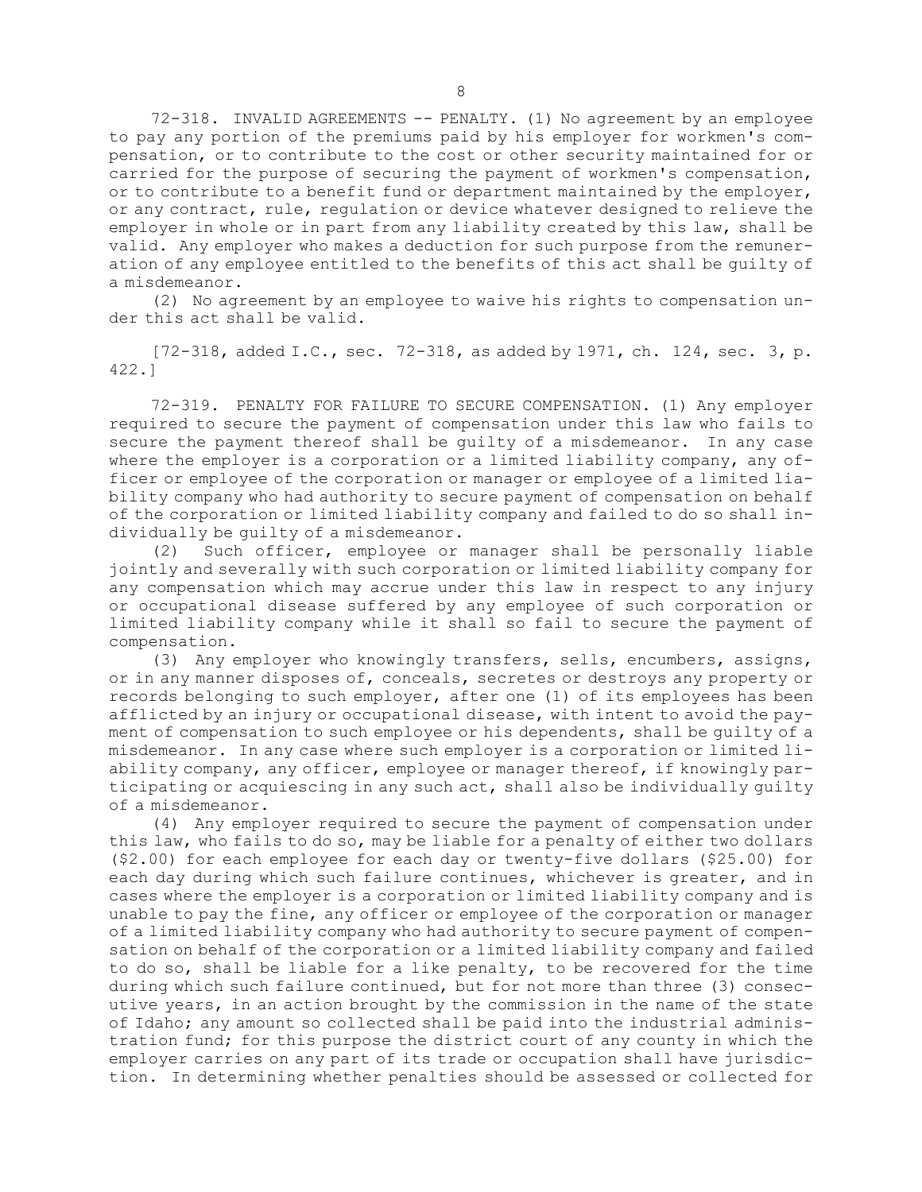72-318. INVALID AGREEMENTS -- PENALTY. (1) No agreement by an employee to pay any portion of the premiums paid by his employer for workmen's compensation, or to contribute to the cost or other security maintained for or carried for the purpose of securing the payment of workmen's compensation, or to contribute to a benefit fund or department maintained by the employer, or any contract, rule, regulation or device whatever designed to relieve the employer in whole or in part from any liability created by this law, shall be valid. Any employer who makes a deduction for such purpose from the remuneration of any employee entitled to the benefits of this act shall be guilty of a misdemeanor.

(2) No agreement by an employee to waive his rights to compensation under this act shall be valid.

[72-318, added I.C., sec. 72-318, as added by 1971, ch. 124, sec. 3, p. 422.]

72-319. PENALTY FOR FAILURE TO SECURE COMPENSATION. (1) Any employer required to secure the payment of compensation under this law who fails to secure the payment thereof shall be guilty of a misdemeanor. In any case where the employer is a corporation or a limited liability company, any officer or employee of the corporation or manager or employee of a limited liability company who had authority to secure payment of compensation on behalf of the corporation or limited liability company and failed to do so shall individually be guilty of a misdemeanor.

(2) Such officer, employee or manager shall be personally liable jointly and severally with such corporation or limited liability company for any compensation which may accrue under this law in respect to any injury or occupational disease suffered by any employee of such corporation or limited liability company while it shall so fail to secure the payment of compensation.

(3) Any employer who knowingly transfers, sells, encumbers, assigns, or in any manner disposes of, conceals, secretes or destroys any property or records belonging to such employer, after one (1) of its employees has been afflicted by an injury or occupational disease, with intent to avoid the payment of compensation to such employee or his dependents, shall be guilty of a misdemeanor. In any case where such employer is a corporation or limited liability company, any officer, employee or manager thereof, if knowingly participating or acquiescing in any such act, shall also be individually guilty of a misdemeanor.

(4) Any employer required to secure the payment of compensation under this law, who fails to do so, may be liable for a penalty of either two dollars ($2.00) for each employee for each day or twenty-five dollars ($25.00) for each day during which such failure continues, whichever is greater, and in cases where the employer is a corporation or limited liability company and is unable to pay the fine, any officer or employee of the corporation or manager of a limited liability company who had authority to secure payment of compensation on behalf of the corporation or a limited liability company and failed to do so, shall be liable for a like penalty, to be recovered for the time during which such failure continued, but for not more than three (3) consecutive years, in an action brought by the commission in the name of the state of Idaho; any amount so collected shall be paid into the industrial administration fund; for this purpose the district court of any county in which the employer carries on any part of its trade or occupation shall have jurisdiction. In determining whether penalties should be assessed or collected for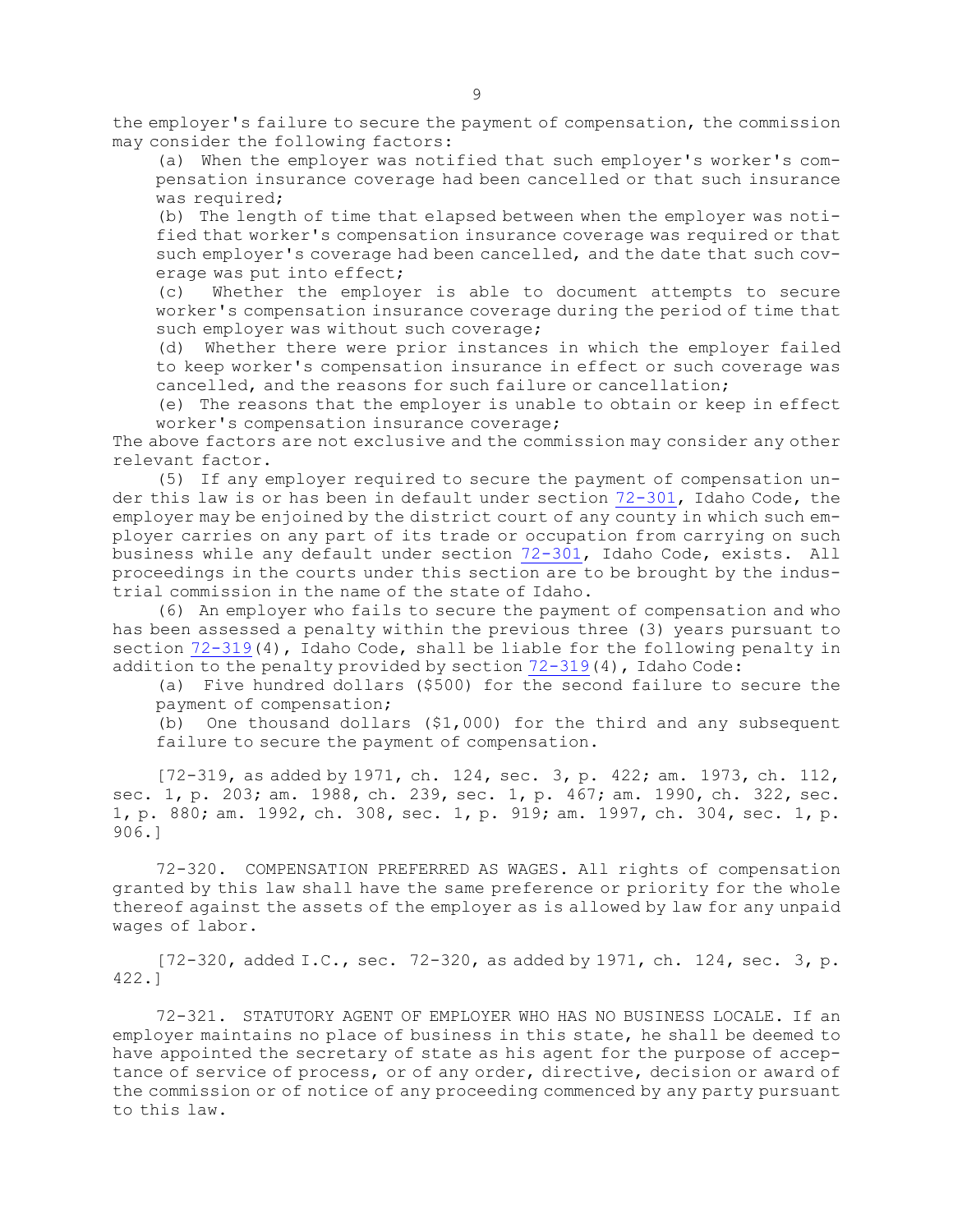the employer's failure to secure the payment of compensation, the commission may consider the following factors:

(a) When the employer was notified that such employer's worker's compensation insurance coverage had been cancelled or that such insurance was required;

(b) The length of time that elapsed between when the employer was notified that worker's compensation insurance coverage was required or that such employer's coverage had been cancelled, and the date that such coverage was put into effect;

(c) Whether the employer is able to document attempts to secure worker's compensation insurance coverage during the period of time that such employer was without such coverage;

(d) Whether there were prior instances in which the employer failed to keep worker's compensation insurance in effect or such coverage was cancelled, and the reasons for such failure or cancellation;

(e) The reasons that the employer is unable to obtain or keep in effect worker's compensation insurance coverage;

The above factors are not exclusive and the commission may consider any other relevant factor.

(5) If any employer required to secure the payment of compensation under this law is or has been in default under section 72-301, Idaho Code, the employer may be enjoined by the district court of any county in which such employer carries on any part of its trade or occupation from carrying on such business while any default under section 72-301, Idaho Code, exists. All proceedings in the courts under this section are to be brought by the industrial commission in the name of the state of Idaho.

(6) An employer who fails to secure the payment of compensation and who has been assessed a penalty within the previous three (3) years pursuant to section 72-319(4), Idaho Code, shall be liable for the following penalty in addition to the penalty provided by section 72-319(4), Idaho Code:

(a) Five hundred dollars ($500) for the second failure to secure the payment of compensation;

(b) One thousand dollars ($1,000) for the third and any subsequent failure to secure the payment of compensation.

[72-319, as added by 1971, ch. 124, sec. 3, p. 422; am. 1973, ch. 112, sec. 1, p. 203; am. 1988, ch. 239, sec. 1, p. 467; am. 1990, ch. 322, sec. 1, p. 880; am. 1992, ch. 308, sec. 1, p. 919; am. 1997, ch. 304, sec. 1, p. 906.]

72-320. COMPENSATION PREFERRED AS WAGES. All rights of compensation granted by this law shall have the same preference or priority for the whole thereof against the assets of the employer as is allowed by law for any unpaid wages of labor.

[72-320, added I.C., sec. 72-320, as added by 1971, ch. 124, sec. 3, p. 422.]

72-321. STATUTORY AGENT OF EMPLOYER WHO HAS NO BUSINESS LOCALE. If an employer maintains no place of business in this state, he shall be deemed to have appointed the secretary of state as his agent for the purpose of acceptance of service of process, or of any order, directive, decision or award of the commission or of notice of any proceeding commenced by any party pursuant to this law.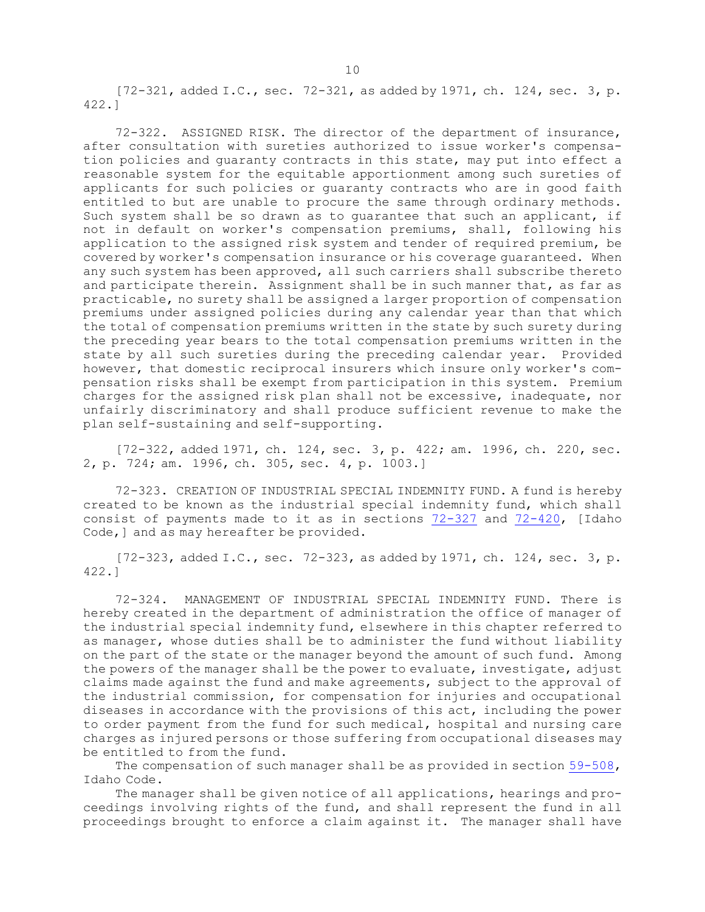[72-321, added I.C., sec. 72-321, as added by 1971, ch. 124, sec. 3, p. 422.]

72-322. ASSIGNED RISK. The director of the department of insurance, after consultation with sureties authorized to issue worker's compensation policies and guaranty contracts in this state, may put into effect a reasonable system for the equitable apportionment among such sureties of applicants for such policies or guaranty contracts who are in good faith entitled to but are unable to procure the same through ordinary methods. Such system shall be so drawn as to guarantee that such an applicant, if not in default on worker's compensation premiums, shall, following his application to the assigned risk system and tender of required premium, be covered by worker's compensation insurance or his coverage guaranteed. When any such system has been approved, all such carriers shall subscribe thereto and participate therein. Assignment shall be in such manner that, as far as practicable, no surety shall be assigned a larger proportion of compensation premiums under assigned policies during any calendar year than that which the total of compensation premiums written in the state by such surety during the preceding year bears to the total compensation premiums written in the state by all such sureties during the preceding calendar year. Provided however, that domestic reciprocal insurers which insure only worker's compensation risks shall be exempt from participation in this system. Premium charges for the assigned risk plan shall not be excessive, inadequate, nor unfairly discriminatory and shall produce sufficient revenue to make the plan self-sustaining and self-supporting.

[72-322, added 1971, ch. 124, sec. 3, p. 422; am. 1996, ch. 220, sec. 2, p. 724; am. 1996, ch. 305, sec. 4, p. 1003.]

72-323. CREATION OF INDUSTRIAL SPECIAL INDEMNITY FUND. A fund is hereby created to be known as the industrial special indemnity fund, which shall consist of payments made to it as in sections 72-327 and 72-420, [Idaho Code,] and as may hereafter be provided.

[72-323, added I.C., sec. 72-323, as added by 1971, ch. 124, sec. 3, p. 422.]

72-324. MANAGEMENT OF INDUSTRIAL SPECIAL INDEMNITY FUND. There is hereby created in the department of administration the office of manager of the industrial special indemnity fund, elsewhere in this chapter referred to as manager, whose duties shall be to administer the fund without liability on the part of the state or the manager beyond the amount of such fund. Among the powers of the manager shall be the power to evaluate, investigate, adjust claims made against the fund and make agreements, subject to the approval of the industrial commission, for compensation for injuries and occupational diseases in accordance with the provisions of this act, including the power to order payment from the fund for such medical, hospital and nursing care charges as injured persons or those suffering from occupational diseases may be entitled to from the fund.

The compensation of such manager shall be as provided in section 59-508, Idaho Code.

The manager shall be given notice of all applications, hearings and proceedings involving rights of the fund, and shall represent the fund in all proceedings brought to enforce a claim against it. The manager shall have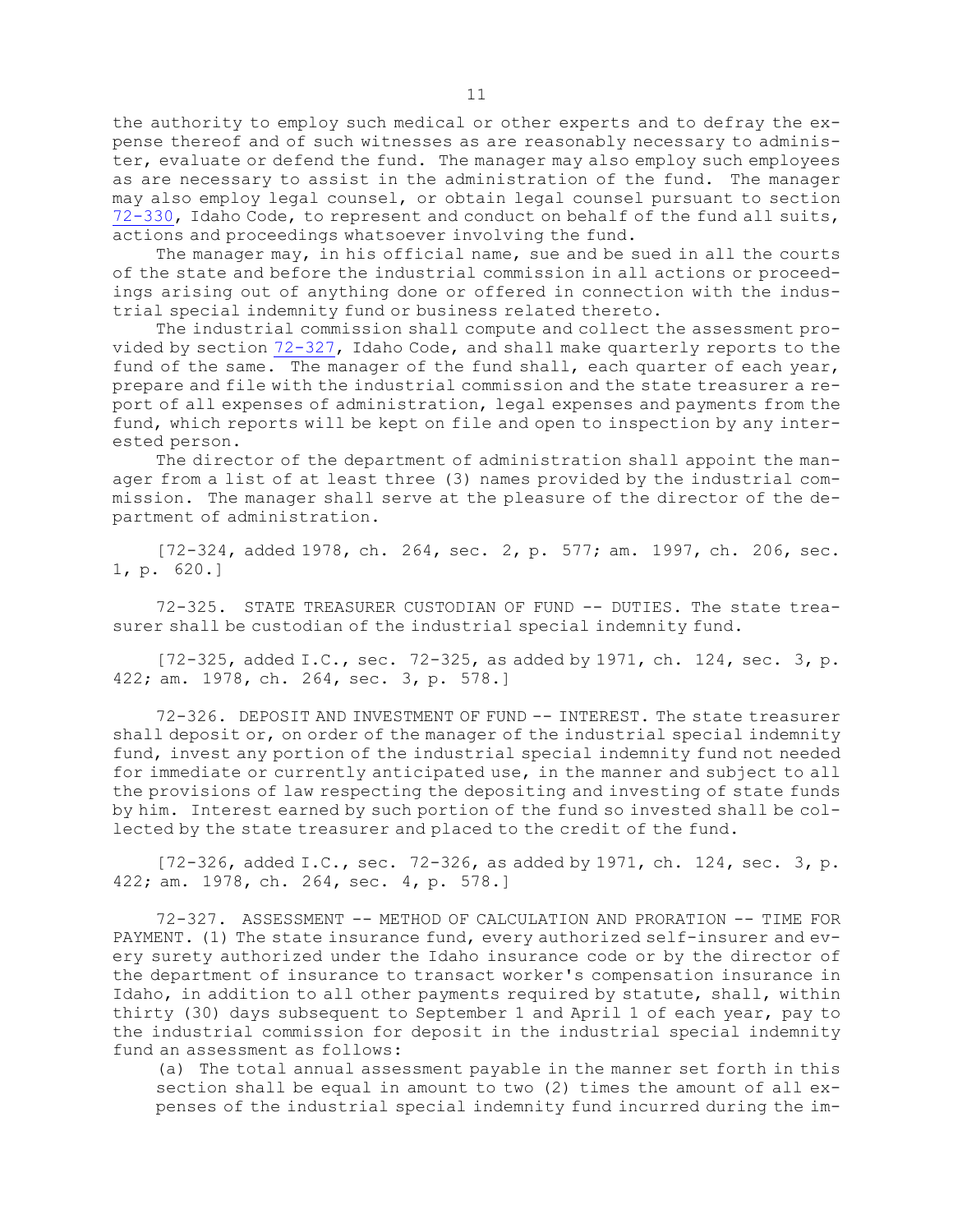the authority to employ such medical or other experts and to defray the expense thereof and of such witnesses as are reasonably necessary to administer, evaluate or defend the fund. The manager may also employ such employees as are necessary to assist in the administration of the fund. The manager may also employ legal counsel, or obtain legal counsel pursuant to section 72-330, Idaho Code, to represent and conduct on behalf of the fund all suits, actions and proceedings whatsoever involving the fund.

The manager may, in his official name, sue and be sued in all the courts of the state and before the industrial commission in all actions or proceedings arising out of anything done or offered in connection with the industrial special indemnity fund or business related thereto.

The industrial commission shall compute and collect the assessment provided by section 72-327, Idaho Code, and shall make quarterly reports to the fund of the same. The manager of the fund shall, each quarter of each year, prepare and file with the industrial commission and the state treasurer a report of all expenses of administration, legal expenses and payments from the fund, which reports will be kept on file and open to inspection by any interested person.

The director of the department of administration shall appoint the manager from a list of at least three (3) names provided by the industrial commission. The manager shall serve at the pleasure of the director of the department of administration.

[72-324, added 1978, ch. 264, sec. 2, p. 577; am. 1997, ch. 206, sec. 1, p. 620.]

72-325. STATE TREASURER CUSTODIAN OF FUND -- DUTIES. The state treasurer shall be custodian of the industrial special indemnity fund.

[72-325, added I.C., sec. 72-325, as added by 1971, ch. 124, sec. 3, p. 422; am. 1978, ch. 264, sec. 3, p. 578.]

72-326. DEPOSIT AND INVESTMENT OF FUND -- INTEREST. The state treasurer shall deposit or, on order of the manager of the industrial special indemnity fund, invest any portion of the industrial special indemnity fund not needed for immediate or currently anticipated use, in the manner and subject to all the provisions of law respecting the depositing and investing of state funds by him. Interest earned by such portion of the fund so invested shall be collected by the state treasurer and placed to the credit of the fund.

[72-326, added I.C., sec. 72-326, as added by 1971, ch. 124, sec. 3, p. 422; am. 1978, ch. 264, sec. 4, p. 578.]

72-327. ASSESSMENT -- METHOD OF CALCULATION AND PRORATION -- TIME FOR PAYMENT. (1) The state insurance fund, every authorized self-insurer and every surety authorized under the Idaho insurance code or by the director of the department of insurance to transact worker's compensation insurance in Idaho, in addition to all other payments required by statute, shall, within thirty (30) days subsequent to September 1 and April 1 of each year, pay to the industrial commission for deposit in the industrial special indemnity fund an assessment as follows:

(a) The total annual assessment payable in the manner set forth in this section shall be equal in amount to two (2) times the amount of all expenses of the industrial special indemnity fund incurred during the im-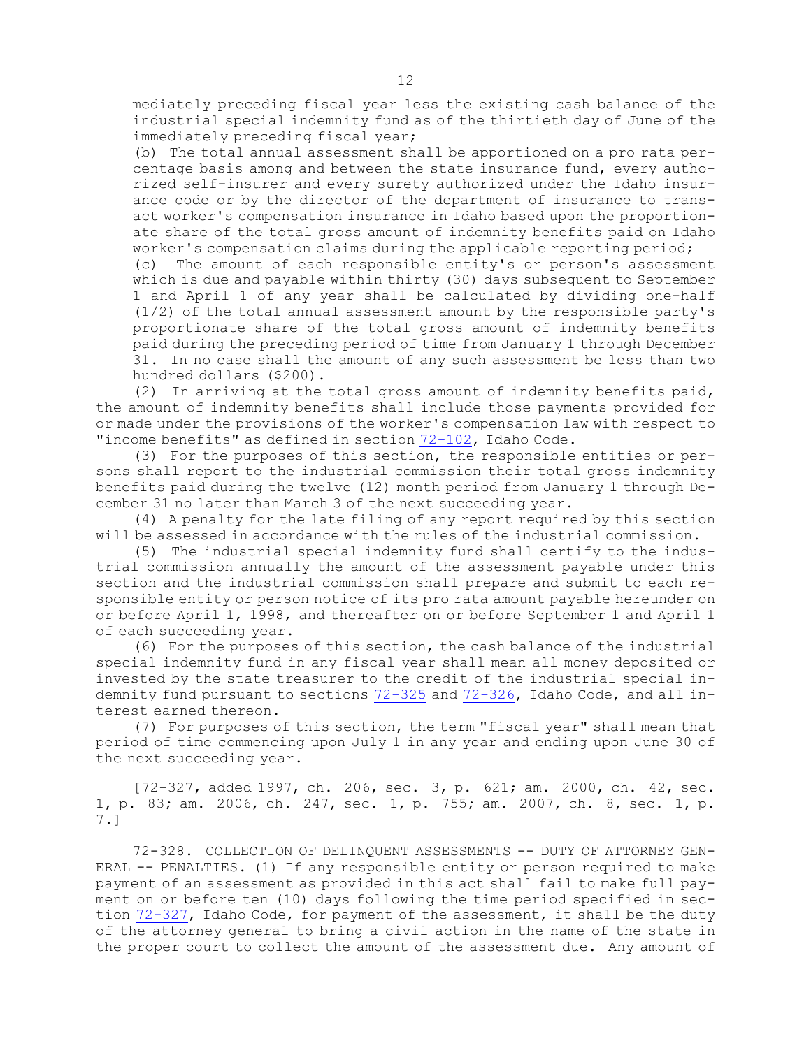mediately preceding fiscal year less the existing cash balance of the industrial special indemnity fund as of the thirtieth day of June of the immediately preceding fiscal year;

(b) The total annual assessment shall be apportioned on a pro rata percentage basis among and between the state insurance fund, every authorized self-insurer and every surety authorized under the Idaho insurance code or by the director of the department of insurance to transact worker's compensation insurance in Idaho based upon the proportionate share of the total gross amount of indemnity benefits paid on Idaho worker's compensation claims during the applicable reporting period;

(c) The amount of each responsible entity's or person's assessment which is due and payable within thirty (30) days subsequent to September 1 and April 1 of any year shall be calculated by dividing one-half (1/2) of the total annual assessment amount by the responsible party's proportionate share of the total gross amount of indemnity benefits paid during the preceding period of time from January 1 through December 31. In no case shall the amount of any such assessment be less than two hundred dollars ($200).

(2) In arriving at the total gross amount of indemnity benefits paid, the amount of indemnity benefits shall include those payments provided for or made under the provisions of the worker's compensation law with respect to "income benefits" as defined in section 72-102, Idaho Code.

(3) For the purposes of this section, the responsible entities or persons shall report to the industrial commission their total gross indemnity benefits paid during the twelve (12) month period from January 1 through December 31 no later than March 3 of the next succeeding year.

(4) A penalty for the late filing of any report required by this section will be assessed in accordance with the rules of the industrial commission.

(5) The industrial special indemnity fund shall certify to the industrial commission annually the amount of the assessment payable under this section and the industrial commission shall prepare and submit to each responsible entity or person notice of its pro rata amount payable hereunder on or before April 1, 1998, and thereafter on or before September 1 and April 1 of each succeeding year.

(6) For the purposes of this section, the cash balance of the industrial special indemnity fund in any fiscal year shall mean all money deposited or invested by the state treasurer to the credit of the industrial special indemnity fund pursuant to sections 72-325 and 72-326, Idaho Code, and all interest earned thereon.

(7) For purposes of this section, the term "fiscal year" shall mean that period of time commencing upon July 1 in any year and ending upon June 30 of the next succeeding year.

[72-327, added 1997, ch. 206, sec. 3, p. 621; am. 2000, ch. 42, sec. 1, p. 83; am. 2006, ch. 247, sec. 1, p. 755; am. 2007, ch. 8, sec. 1, p. 7.]

72-328. COLLECTION OF DELINQUENT ASSESSMENTS -- DUTY OF ATTORNEY GENERAL -- PENALTIES. (1) If any responsible entity or person required to make payment of an assessment as provided in this act shall fail to make full payment on or before ten (10) days following the time period specified in section 72-327, Idaho Code, for payment of the assessment, it shall be the duty of the attorney general to bring a civil action in the name of the state in the proper court to collect the amount of the assessment due. Any amount of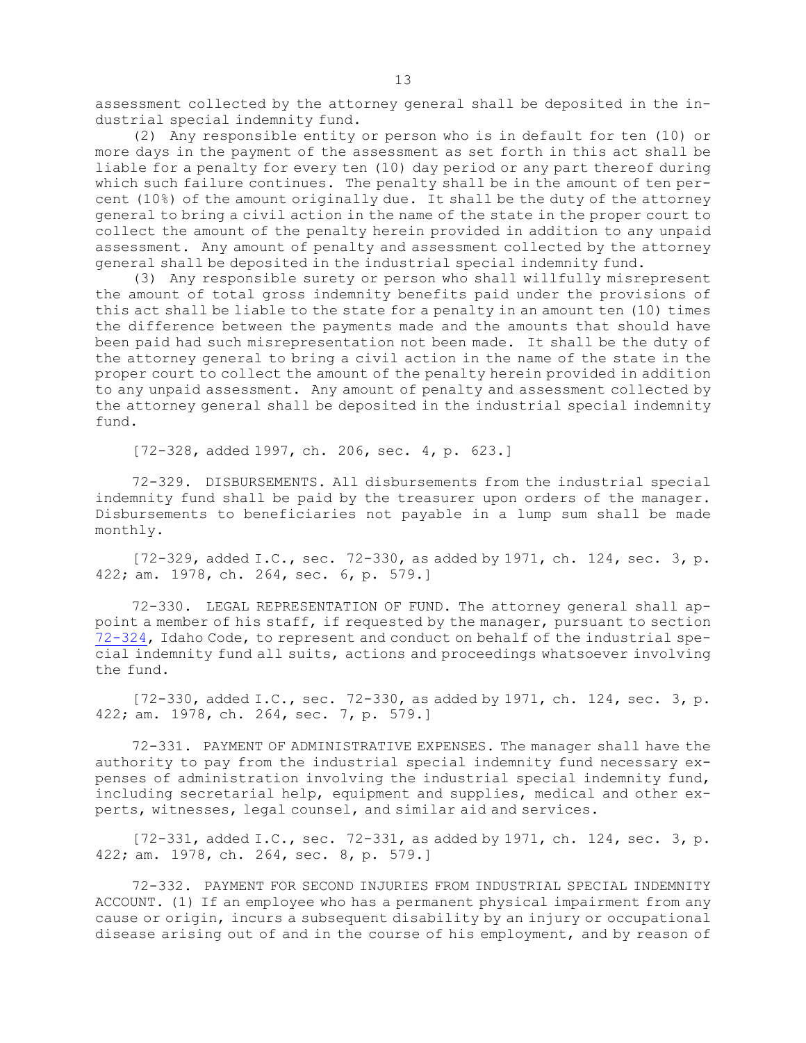assessment collected by the attorney general shall be deposited in the industrial special indemnity fund.

(2) Any responsible entity or person who is in default for ten (10) or more days in the payment of the assessment as set forth in this act shall be liable for a penalty for every ten (10) day period or any part thereof during which such failure continues. The penalty shall be in the amount of ten percent (10%) of the amount originally due. It shall be the duty of the attorney general to bring a civil action in the name of the state in the proper court to collect the amount of the penalty herein provided in addition to any unpaid assessment. Any amount of penalty and assessment collected by the attorney general shall be deposited in the industrial special indemnity fund.

(3) Any responsible surety or person who shall willfully misrepresent the amount of total gross indemnity benefits paid under the provisions of this act shall be liable to the state for a penalty in an amount ten (10) times the difference between the payments made and the amounts that should have been paid had such misrepresentation not been made. It shall be the duty of the attorney general to bring a civil action in the name of the state in the proper court to collect the amount of the penalty herein provided in addition to any unpaid assessment. Any amount of penalty and assessment collected by the attorney general shall be deposited in the industrial special indemnity fund.

[72-328, added 1997, ch. 206, sec. 4, p. 623.]

72-329. DISBURSEMENTS. All disbursements from the industrial special indemnity fund shall be paid by the treasurer upon orders of the manager. Disbursements to beneficiaries not payable in a lump sum shall be made monthly.

[72-329, added I.C., sec. 72-330, as added by 1971, ch. 124, sec. 3, p. 422; am. 1978, ch. 264, sec. 6, p. 579.]

72-330. LEGAL REPRESENTATION OF FUND. The attorney general shall appoint a member of his staff, if requested by the manager, pursuant to section 72-324, Idaho Code, to represent and conduct on behalf of the industrial special indemnity fund all suits, actions and proceedings whatsoever involving the fund.

[72-330, added I.C., sec. 72-330, as added by 1971, ch. 124, sec. 3, p. 422; am. 1978, ch. 264, sec. 7, p. 579.]

72-331. PAYMENT OF ADMINISTRATIVE EXPENSES. The manager shall have the authority to pay from the industrial special indemnity fund necessary expenses of administration involving the industrial special indemnity fund, including secretarial help, equipment and supplies, medical and other experts, witnesses, legal counsel, and similar aid and services.

[72-331, added I.C., sec. 72-331, as added by 1971, ch. 124, sec. 3, p. 422; am. 1978, ch. 264, sec. 8, p. 579.]

72-332. PAYMENT FOR SECOND INJURIES FROM INDUSTRIAL SPECIAL INDEMNITY ACCOUNT. (1) If an employee who has a permanent physical impairment from any cause or origin, incurs a subsequent disability by an injury or occupational disease arising out of and in the course of his employment, and by reason of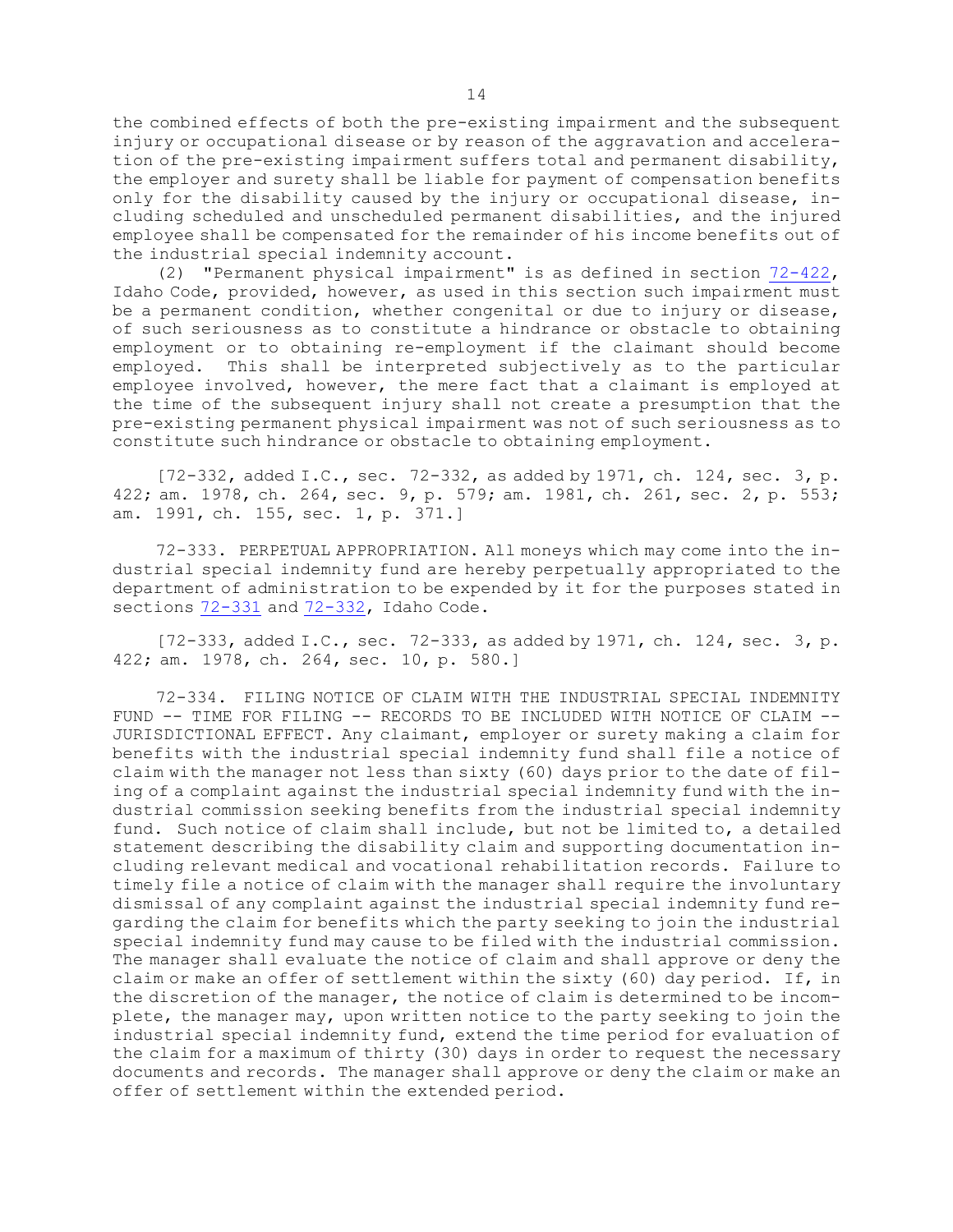the combined effects of both the pre-existing impairment and the subsequent injury or occupational disease or by reason of the aggravation and acceleration of the pre-existing impairment suffers total and permanent disability, the employer and surety shall be liable for payment of compensation benefits only for the disability caused by the injury or occupational disease, including scheduled and unscheduled permanent disabilities, and the injured employee shall be compensated for the remainder of his income benefits out of the industrial special indemnity account.

(2) "Permanent physical impairment" is as defined in section 72-422, Idaho Code, provided, however, as used in this section such impairment must be a permanent condition, whether congenital or due to injury or disease, of such seriousness as to constitute a hindrance or obstacle to obtaining employment or to obtaining re-employment if the claimant should become employed. This shall be interpreted subjectively as to the particular employee involved, however, the mere fact that a claimant is employed at the time of the subsequent injury shall not create a presumption that the pre-existing permanent physical impairment was not of such seriousness as to constitute such hindrance or obstacle to obtaining employment.

[72-332, added I.C., sec. 72-332, as added by 1971, ch. 124, sec. 3, p. 422; am. 1978, ch. 264, sec. 9, p. 579; am. 1981, ch. 261, sec. 2, p. 553; am. 1991, ch. 155, sec. 1, p. 371.]

72-333. PERPETUAL APPROPRIATION. All moneys which may come into the industrial special indemnity fund are hereby perpetually appropriated to the department of administration to be expended by it for the purposes stated in sections 72-331 and 72-332, Idaho Code.

[72-333, added I.C., sec. 72-333, as added by 1971, ch. 124, sec. 3, p. 422; am. 1978, ch. 264, sec. 10, p. 580.]

72-334. FILING NOTICE OF CLAIM WITH THE INDUSTRIAL SPECIAL INDEMNITY FUND -- TIME FOR FILING -- RECORDS TO BE INCLUDED WITH NOTICE OF CLAIM -- JURISDICTIONAL EFFECT. Any claimant, employer or surety making a claim for benefits with the industrial special indemnity fund shall file a notice of claim with the manager not less than sixty (60) days prior to the date of filing of a complaint against the industrial special indemnity fund with the industrial commission seeking benefits from the industrial special indemnity fund. Such notice of claim shall include, but not be limited to, a detailed statement describing the disability claim and supporting documentation including relevant medical and vocational rehabilitation records. Failure to timely file a notice of claim with the manager shall require the involuntary dismissal of any complaint against the industrial special indemnity fund regarding the claim for benefits which the party seeking to join the industrial special indemnity fund may cause to be filed with the industrial commission. The manager shall evaluate the notice of claim and shall approve or deny the claim or make an offer of settlement within the sixty (60) day period. If, in the discretion of the manager, the notice of claim is determined to be incomplete, the manager may, upon written notice to the party seeking to join the industrial special indemnity fund, extend the time period for evaluation of the claim for a maximum of thirty (30) days in order to request the necessary documents and records. The manager shall approve or deny the claim or make an offer of settlement within the extended period.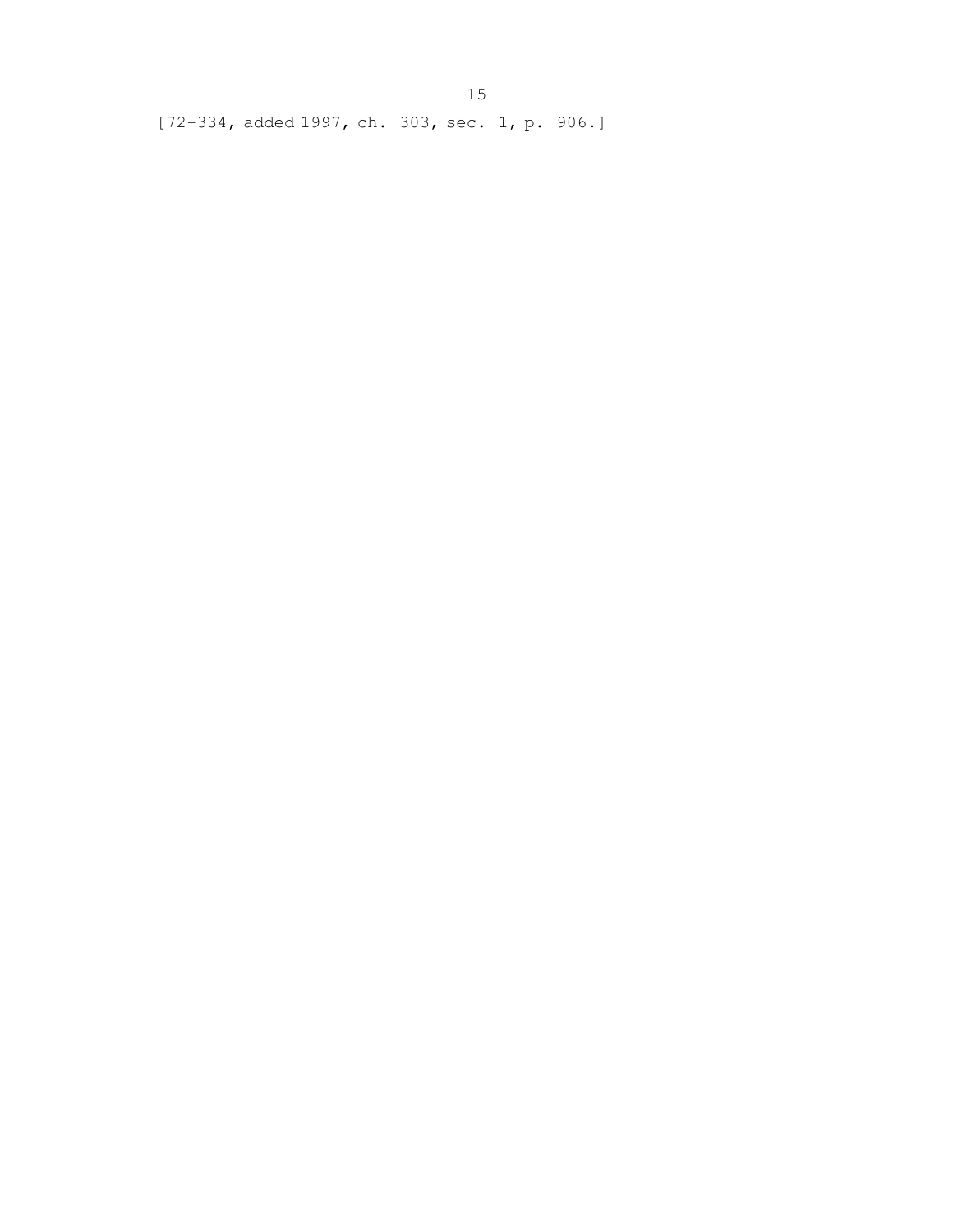[72-334, added 1997, ch. 303, sec. 1, p. 906.]